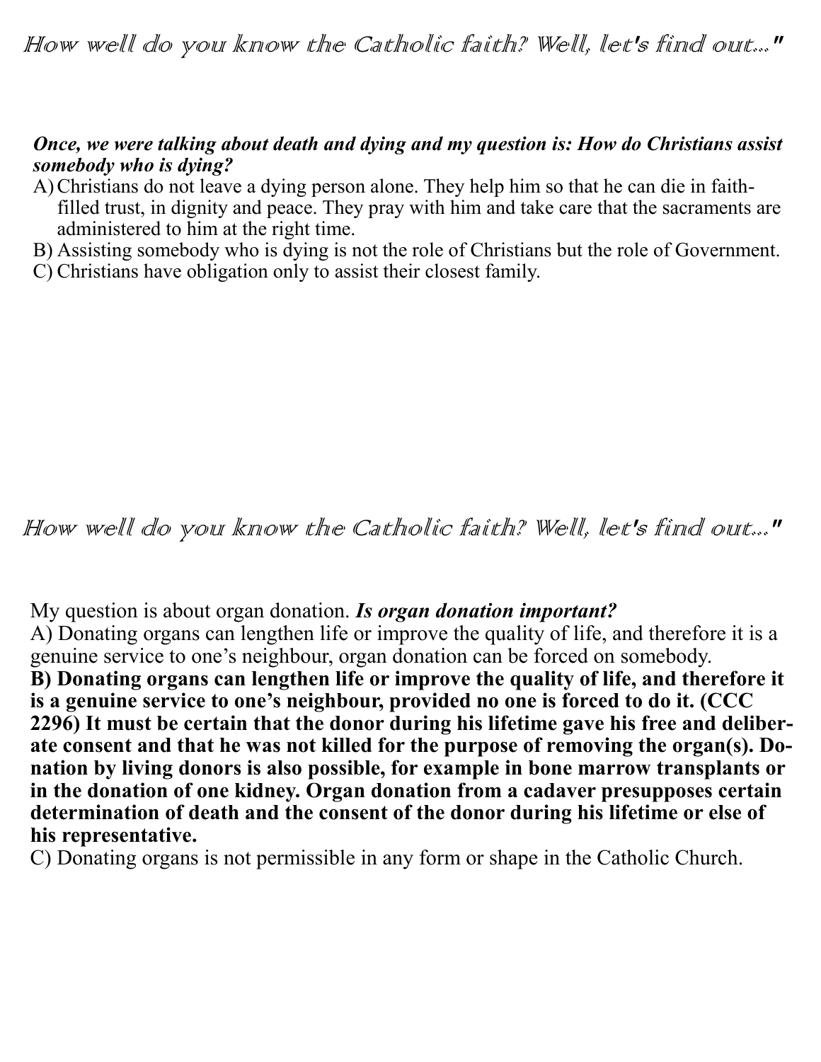*How well do you know the Catholic faith? Well, let's find out..."*

***Once, we were talking about death and dying and my question is: How do Christians assist somebody who is dying?***

A) Christians do not leave a dying person alone. They help him so that he can die in faith-filled trust, in dignity and peace. They pray with him and take care that the sacraments are administered to him at the right time.
B) Assisting somebody who is dying is not the role of Christians but the role of Government.
C) Christians have obligation only to assist their closest family.

*How well do you know the Catholic faith? Well, let's find out..."*

My question is about organ donation. ***Is organ donation important?***

A) Donating organs can lengthen life or improve the quality of life, and therefore it is a genuine service to one's neighbour, organ donation can be forced on somebody.
**B) Donating organs can lengthen life or improve the quality of life, and therefore it is a genuine service to one's neighbour, provided no one is forced to do it. (CCC 2296) It must be certain that the donor during his lifetime gave his free and deliberate consent and that he was not killed for the purpose of removing the organ(s). Donation by living donors is also possible, for example in bone marrow transplants or in the donation of one kidney. Organ donation from a cadaver presupposes certain determination of death and the consent of the donor during his lifetime or else of his representative.**
C) Donating organs is not permissible in any form or shape in the Catholic Church.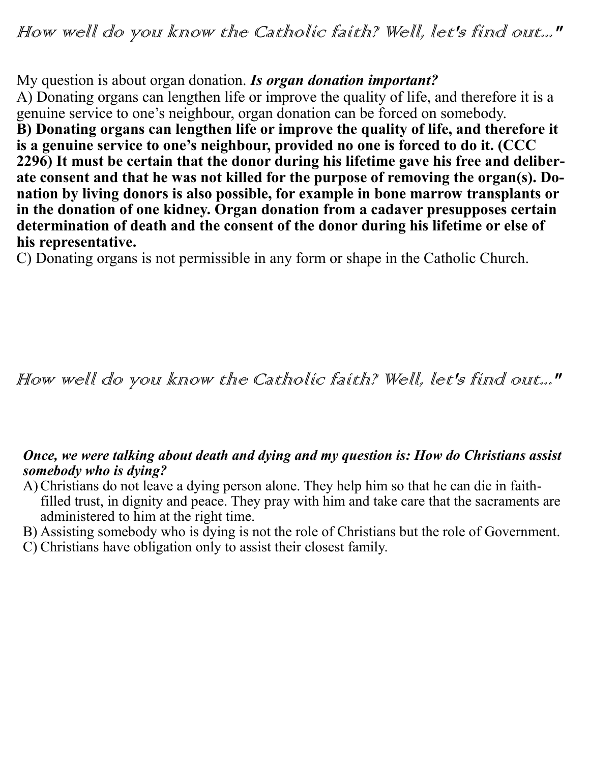*How well do you know the Catholic faith? Well, let's find out..."*

My question is about organ donation. ***Is organ donation important?***

A) Donating organs can lengthen life or improve the quality of life, and therefore it is a genuine service to one's neighbour, organ donation can be forced on somebody.

**B) Donating organs can lengthen life or improve the quality of life, and therefore it is a genuine service to one's neighbour, provided no one is forced to do it. (CCC 2296) It must be certain that the donor during his lifetime gave his free and deliberate consent and that he was not killed for the purpose of removing the organ(s). Donation by living donors is also possible, for example in bone marrow transplants or in the donation of one kidney. Organ donation from a cadaver presupposes certain determination of death and the consent of the donor during his lifetime or else of his representative.**

C) Donating organs is not permissible in any form or shape in the Catholic Church.

*How well do you know the Catholic faith? Well, let's find out..."*

***Once, we were talking about death and dying and my question is: How do Christians assist somebody who is dying?***

A) Christians do not leave a dying person alone. They help him so that he can die in faith-filled trust, in dignity and peace. They pray with him and take care that the sacraments are administered to him at the right time.

B) Assisting somebody who is dying is not the role of Christians but the role of Government.

C) Christians have obligation only to assist their closest family.